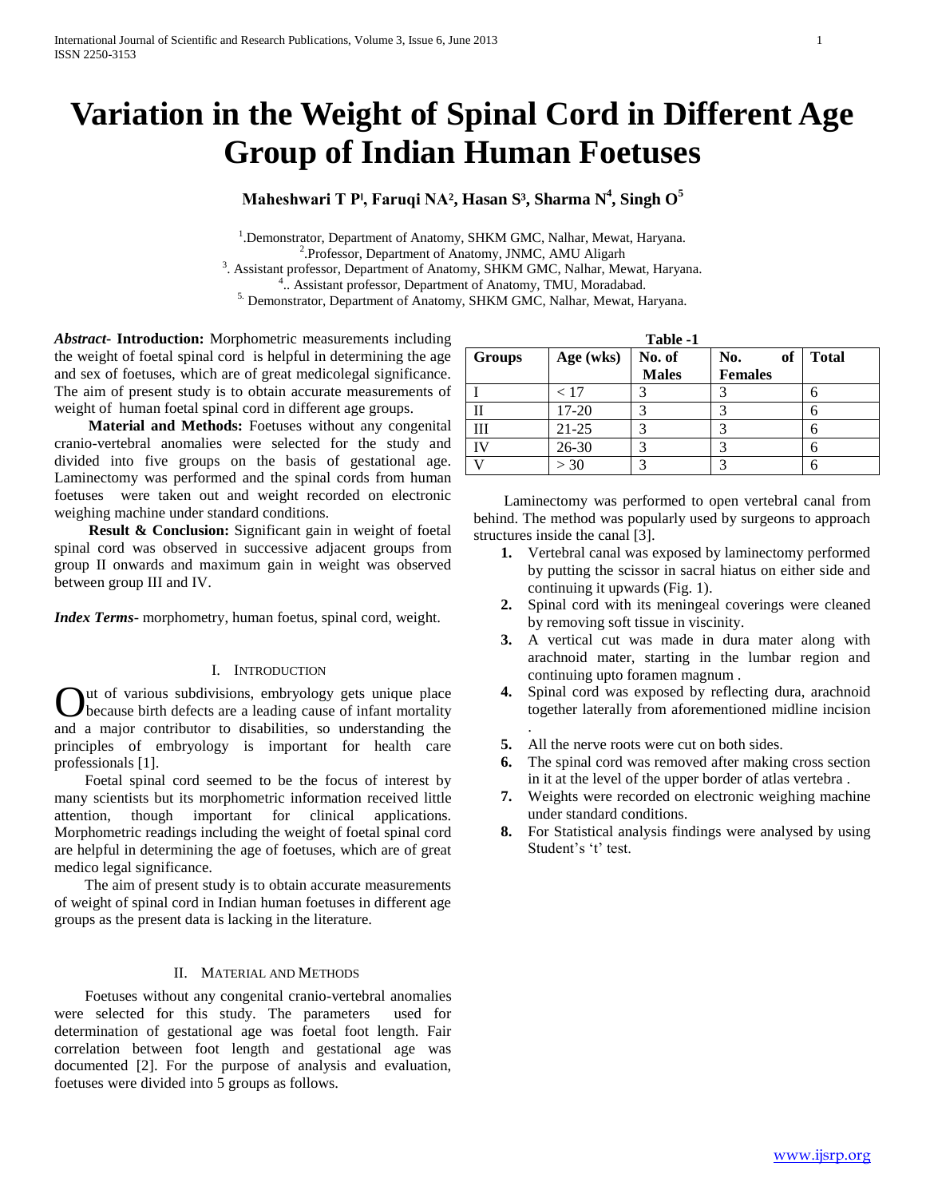# Variation in the Weight of Spinal Cord in Different Age Group of Indian Human Foetuses

**Maheshwari T P[1], Faruqi NA[2], Hasan S[3], Sharma N[4], Singh O[5]**

[1]. Demonstrator, Department of Anatomy, SHKM GMC, Nalhar, Mewat, Haryana.
[2]. Professor, Department of Anatomy, JNMC, AMU Aligarh
[3]. Assistant professor, Department of Anatomy, SHKM GMC, Nalhar, Mewat, Haryana.
[4].. Assistant professor, Department of Anatomy, TMU, Moradabad.
[5]. Demonstrator, Department of Anatomy, SHKM GMC, Nalhar, Mewat, Haryana.

***Abstract*- Introduction:** Morphometric measurements including the weight of foetal spinal cord is helpful in determining the age and sex of foetuses, which are of great medicolegal significance. The aim of present study is to obtain accurate measurements of weight of human foetal spinal cord in different age groups.

**Material and Methods:** Foetuses without any congenital cranio-vertebral anomalies were selected for the study and divided into five groups on the basis of gestational age. Laminectomy was performed and the spinal cords from human foetuses were taken out and weight recorded on electronic weighing machine under standard conditions.

**Result & Conclusion:** Significant gain in weight of foetal spinal cord was observed in successive adjacent groups from group II onwards and maximum gain in weight was observed between group III and IV.

***Index Terms*-** morphometry, human foetus, spinal cord, weight.

## I. Introduction

Out of various subdivisions, embryology gets unique place because birth defects are a leading cause of infant mortality and a major contributor to disabilities, so understanding the principles of embryology is important for health care professionals [1].

Foetal spinal cord seemed to be the focus of interest by many scientists but its morphometric information received little attention, though important for clinical applications. Morphometric readings including the weight of foetal spinal cord are helpful in determining the age of foetuses, which are of great medico legal significance.

The aim of present study is to obtain accurate measurements of weight of spinal cord in Indian human foetuses in different age groups as the present data is lacking in the literature.

## II. Material and Methods

Foetuses without any congenital cranio-vertebral anomalies were selected for this study. The parameters used for determination of gestational age was foetal foot length. Fair correlation between foot length and gestational age was documented [2]. For the purpose of analysis and evaluation, foetuses were divided into 5 groups as follows.

**Table -1**

| Groups | Age (wks) | No. of Males | No. of Females | Total |
|---|---|---|---|---|
| I | < 17 | 3 | 3 | 6 |
| II | 17-20 | 3 | 3 | 6 |
| III | 21-25 | 3 | 3 | 6 |
| IV | 26-30 | 3 | 3 | 6 |
| V | > 30 | 3 | 3 | 6 |

Laminectomy was performed to open vertebral canal from behind. The method was popularly used by surgeons to approach structures inside the canal [3].

1. Vertebral canal was exposed by laminectomy performed by putting the scissor in sacral hiatus on either side and continuing it upwards (Fig. 1).
2. Spinal cord with its meningeal coverings were cleaned by removing soft tissue in viscinity.
3. A vertical cut was made in dura mater along with arachnoid mater, starting in the lumbar region and continuing upto foramen magnum .
4. Spinal cord was exposed by reflecting dura, arachnoid together laterally from aforementioned midline incision .
5. All the nerve roots were cut on both sides.
6. The spinal cord was removed after making cross section in it at the level of the upper border of atlas vertebra .
7. Weights were recorded on electronic weighing machine under standard conditions.
8. For Statistical analysis findings were analysed by using Student's 't' test.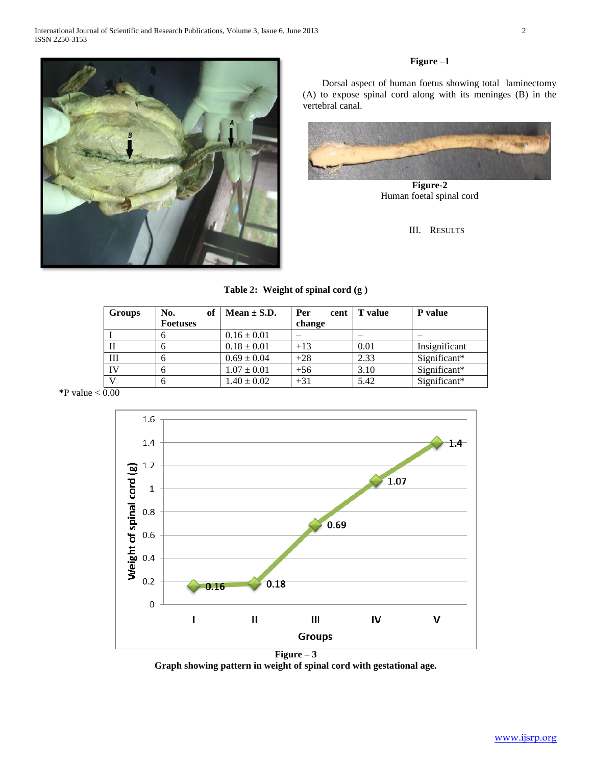**Figure –1**

Dorsal aspect of human foetus showing total laminectomy (A) to expose spinal cord along with its meninges (B) in the vertebral canal.

**Figure-2**
Human foetal spinal cord

## III. Results

**Table 2: Weight of spinal cord (g )**

| Groups | No. of Foetuses | Mean ± S.D. | Per cent change | T value | P value |
|---|---|---|---|---|---|
| I | 6 | 0.16 ± 0.01 | – | – | – |
| II | 6 | 0.18 ± 0.01 | +13 | 0.01 | Insignificant |
| III | 6 | 0.69 ± 0.04 | +28 | 2.33 | Significant* |
| IV | 6 | 1.07 ± 0.01 | +56 | 3.10 | Significant* |
| V | 6 | 1.40 ± 0.02 | +31 | 5.42 | Significant* |

*P value < 0.00

**Figure – 3**
**Graph showing pattern in weight of spinal cord with gestational age.**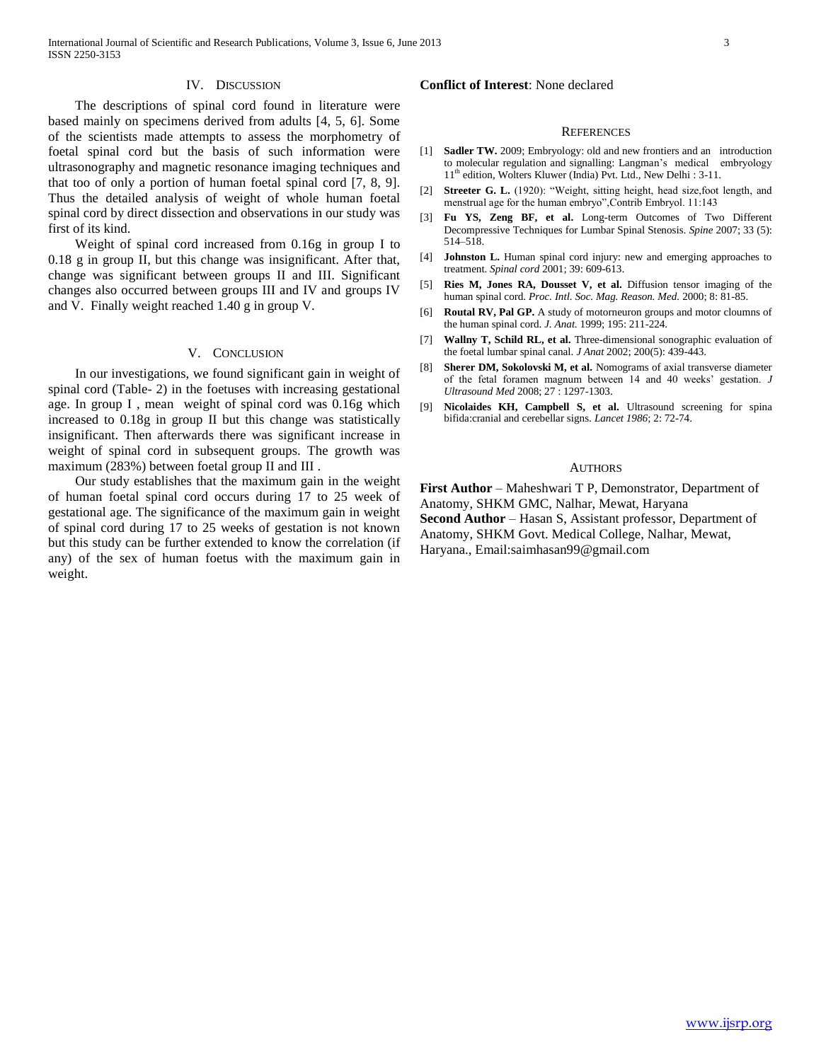## IV. Discussion

The descriptions of spinal cord found in literature were based mainly on specimens derived from adults [4, 5, 6]. Some of the scientists made attempts to assess the morphometry of foetal spinal cord but the basis of such information were ultrasonography and magnetic resonance imaging techniques and that too of only a portion of human foetal spinal cord [7, 8, 9]. Thus the detailed analysis of weight of whole human foetal spinal cord by direct dissection and observations in our study was first of its kind.

Weight of spinal cord increased from 0.16g in group I to 0.18 g in group II, but this change was insignificant. After that, change was significant between groups II and III. Significant changes also occurred between groups III and IV and groups IV and V. Finally weight reached 1.40 g in group V.

## V. Conclusion

In our investigations, we found significant gain in weight of spinal cord (Table- 2) in the foetuses with increasing gestational age. In group I , mean weight of spinal cord was 0.16g which increased to 0.18g in group II but this change was statistically insignificant. Then afterwards there was significant increase in weight of spinal cord in subsequent groups. The growth was maximum (283%) between foetal group II and III .

Our study establishes that the maximum gain in the weight of human foetal spinal cord occurs during 17 to 25 week of gestational age. The significance of the maximum gain in weight of spinal cord during 17 to 25 weeks of gestation is not known but this study can be further extended to know the correlation (if any) of the sex of human foetus with the maximum gain in weight.

**Conflict of Interest**: None declared

## References

[1] **Sadler TW.** 2009; Embryology: old and new frontiers and an introduction to molecular regulation and signalling: Langman's medical embryology 11th edition, Wolters Kluwer (India) Pvt. Ltd., New Delhi : 3-11.

[2] **Streeter G. L.** (1920): "Weight, sitting height, head size,foot length, and menstrual age for the human embryo",Contrib Embryol. 11:143

[3] **Fu YS, Zeng BF, et al.** Long-term Outcomes of Two Different Decompressive Techniques for Lumbar Spinal Stenosis. *Spine* 2007; 33 (5): 514–518.

[4] **Johnston L.** Human spinal cord injury: new and emerging approaches to treatment. *Spinal cord* 2001; 39: 609-613.

[5] **Ries M, Jones RA, Dousset V, et al.** Diffusion tensor imaging of the human spinal cord. *Proc. Intl. Soc. Mag. Reason. Med.* 2000; 8: 81-85.

[6] **Routal RV, Pal GP.** A study of motorneuron groups and motor cloumns of the human spinal cord. *J. Anat.* 1999; 195: 211-224.

[7] **Wallny T, Schild RL, et al.** Three-dimensional sonographic evaluation of the foetal lumbar spinal canal. *J Anat* 2002; 200(5): 439-443.

[8] **Sherer DM, Sokolovski M, et al.** Nomograms of axial transverse diameter of the fetal foramen magnum between 14 and 40 weeks' gestation. *J Ultrasound Med* 2008; 27 : 1297-1303.

[9] **Nicolaides KH, Campbell S, et al.** Ultrasound screening for spina bifida:cranial and cerebellar signs. *Lancet 1986*; 2: 72-74.

## Authors

**First Author** – Maheshwari T P, Demonstrator, Department of Anatomy, SHKM GMC, Nalhar, Mewat, Haryana

**Second Author** – Hasan S, Assistant professor, Department of Anatomy, SHKM Govt. Medical College, Nalhar, Mewat, Haryana., Email:saimhasan99@gmail.com